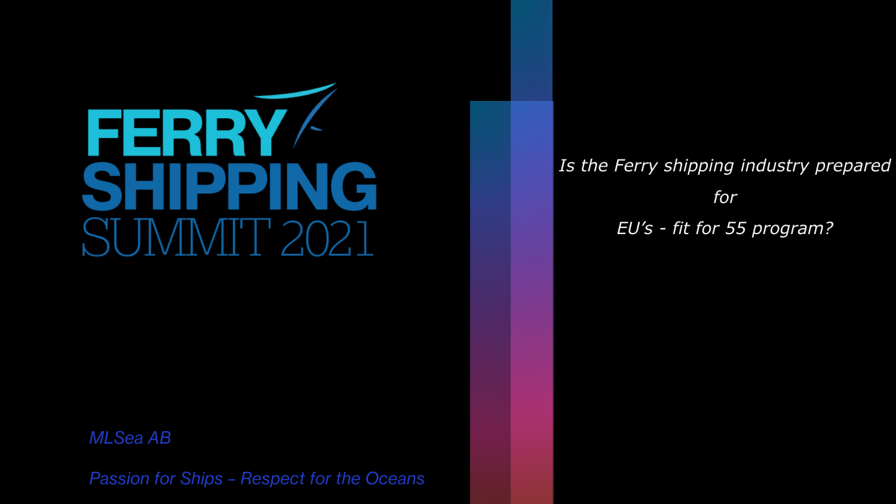# FERRY SHIPPING SUMMIT 2021

*Is the Ferry shipping industry prepared for EU's - fit for 55 program?*

*MLSea AB*

*Passion for Ships – Respect for the Oceans*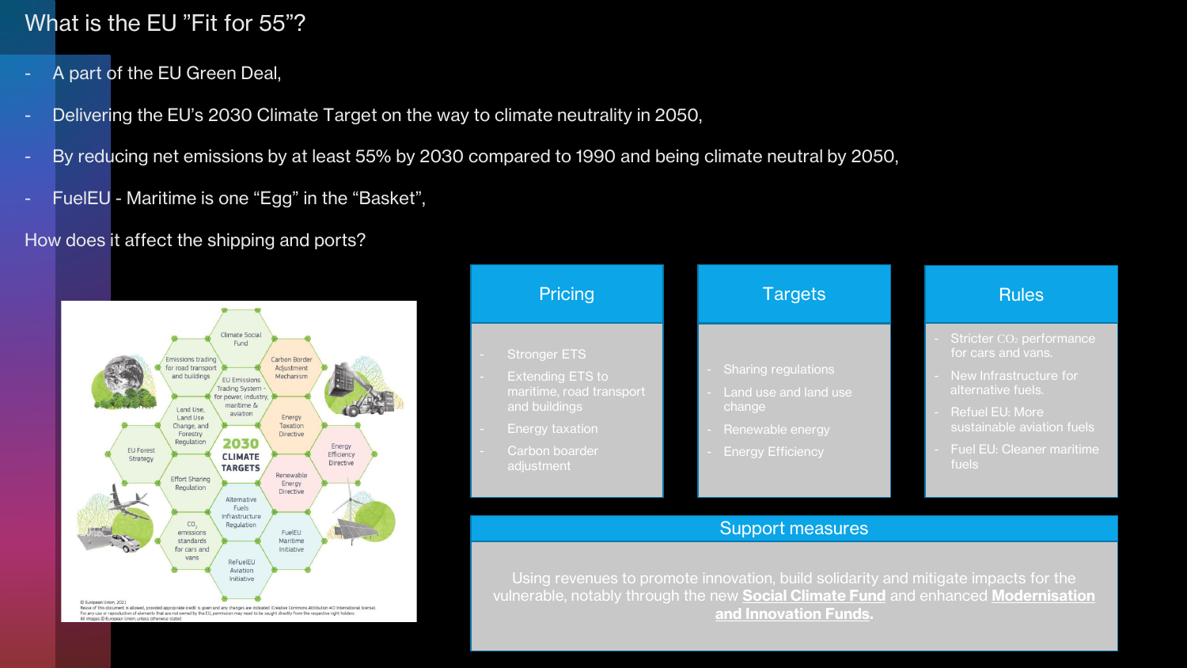# What is the EU "Fit for 55"?

- A part of the EU Green Deal,
- Delivering the EU's 2030 Climate Target on the way to climate neutrality in 2050,
- By reducing net emissions by at least 55% by 2030 compared to 1990 and being climate neutral by 2050,
- FuelEU - Maritime is one "Egg" in the "Basket",

How does it affect the shipping and ports?

## Pricing

- Stronger ETS
- Extending ETS to maritime, road transport and buildings
- Energy taxation
- Carbon boarder adjustment

## Targets

- Sharing regulations
- Land use and land use change
- Renewable energy
- Energy Efficiency

## Rules

- Stricter $CO_2$ performance for cars and vans.
- New Infrastructure for alternative fuels.
- Refuel EU: More sustainable aviation fuels
- Fuel EU: Cleaner maritime fuels

## Support measures

Using revenues to promote innovation, build solidarity and mitigate impacts for the vulnerable, notably through the new **Social Climate Fund** and enhanced **Modernisation and Innovation Funds.**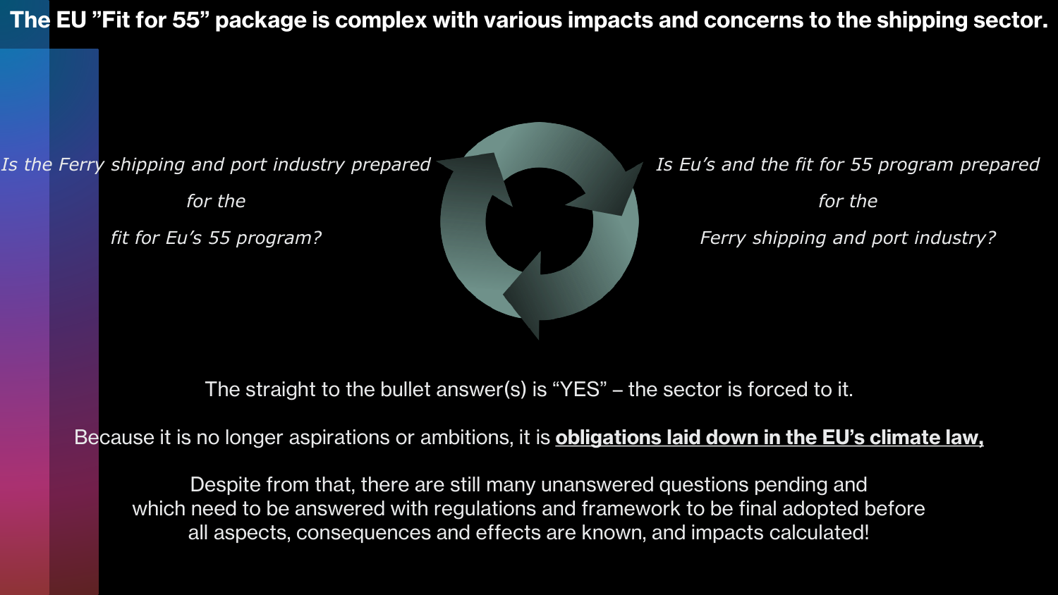# The EU ”Fit for 55” package is complex with various impacts and concerns to the shipping sector.

*Is the Ferry shipping and port industry prepared*

*for the*

*fit for Eu’s 55 program?*

*Is Eu’s and the fit for 55 program prepared*

*for the*

*Ferry shipping and port industry?*

The straight to the bullet answer(s) is “YES” – the sector is forced to it.

Because it is no longer aspirations or ambitions, it is **obligations laid down in the EU’s climate law,**

Despite from that, there are still many unanswered questions pending and which need to be answered with regulations and framework to be final adopted before all aspects, consequences and effects are known, and impacts calculated!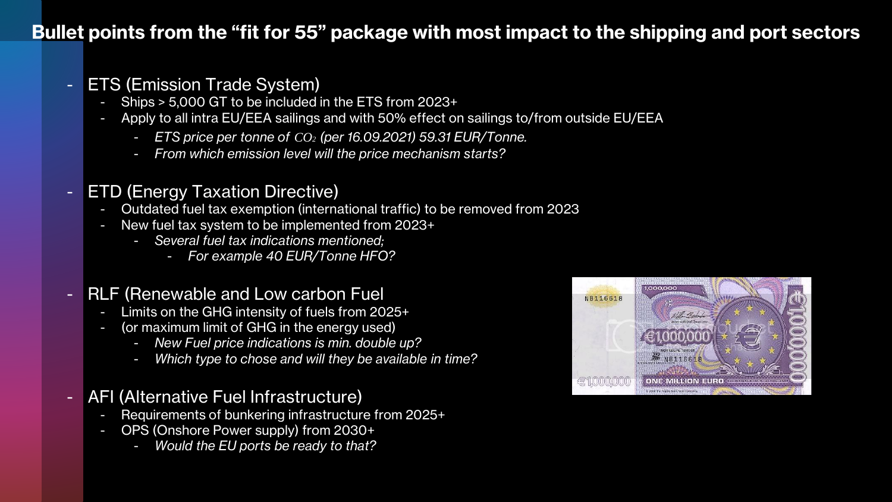# Bullet points from the "fit for 55" package with most impact to the shipping and port sectors

- ETS (Emission Trade System)
  - Ships > 5,000 GT to be included in the ETS from 2023+
  - Apply to all intra EU/EEA sailings and with 50% effect on sailings to/from outside EU/EEA
    - *ETS price per tonne of $CO_2$ (per 16.09.2021) 59.31 EUR/Tonne.*
    - *From which emission level will the price mechanism starts?*

- ETD (Energy Taxation Directive)
  - Outdated fuel tax exemption (international traffic) to be removed from 2023
  - New fuel tax system to be implemented from 2023+
    - *Several fuel tax indications mentioned;*
      - *For example 40 EUR/Tonne HFO?*

- RLF (Renewable and Low carbon Fuel
  - Limits on the GHG intensity of fuels from 2025+
  - (or maximum limit of GHG in the energy used)
    - *New Fuel price indications is min. double up?*
    - *Which type to chose and will they be available in time?*

- AFI (Alternative Fuel Infrastructure)
  - Requirements of bunkering infrastructure from 2025+
  - OPS (Onshore Power supply) from 2030+
    - *Would the EU ports be ready to that?*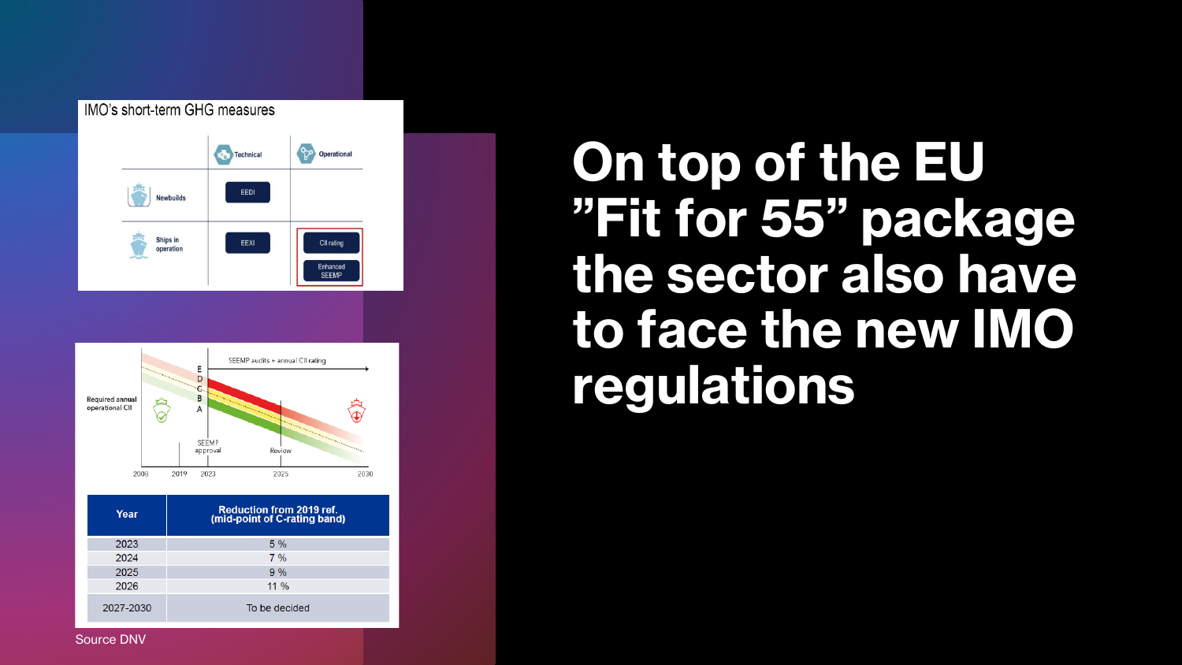IMO's short-term GHG measures

| | Technical | Operational |
|---|---|---|
| Newbuilds | EEDI | |
| Ships in operation | EEXI | CII rating<br>Enhanced SEEMP |

Required annual operational CII

SEEMP audits + annual CII rating

E D C B A

SEEMP approval

Review

2008 2019 2023 2025 2030

| Year | Reduction from 2019 ref. (mid-point of C-rating band) |
|---|---|
| 2023 | 5 % |
| 2024 | 7 % |
| 2025 | 9 % |
| 2026 | 11 % |
| 2027-2030 | To be decided |

Source DNV

# On top of the EU ”Fit for 55” package the sector also have to face the new IMO regulations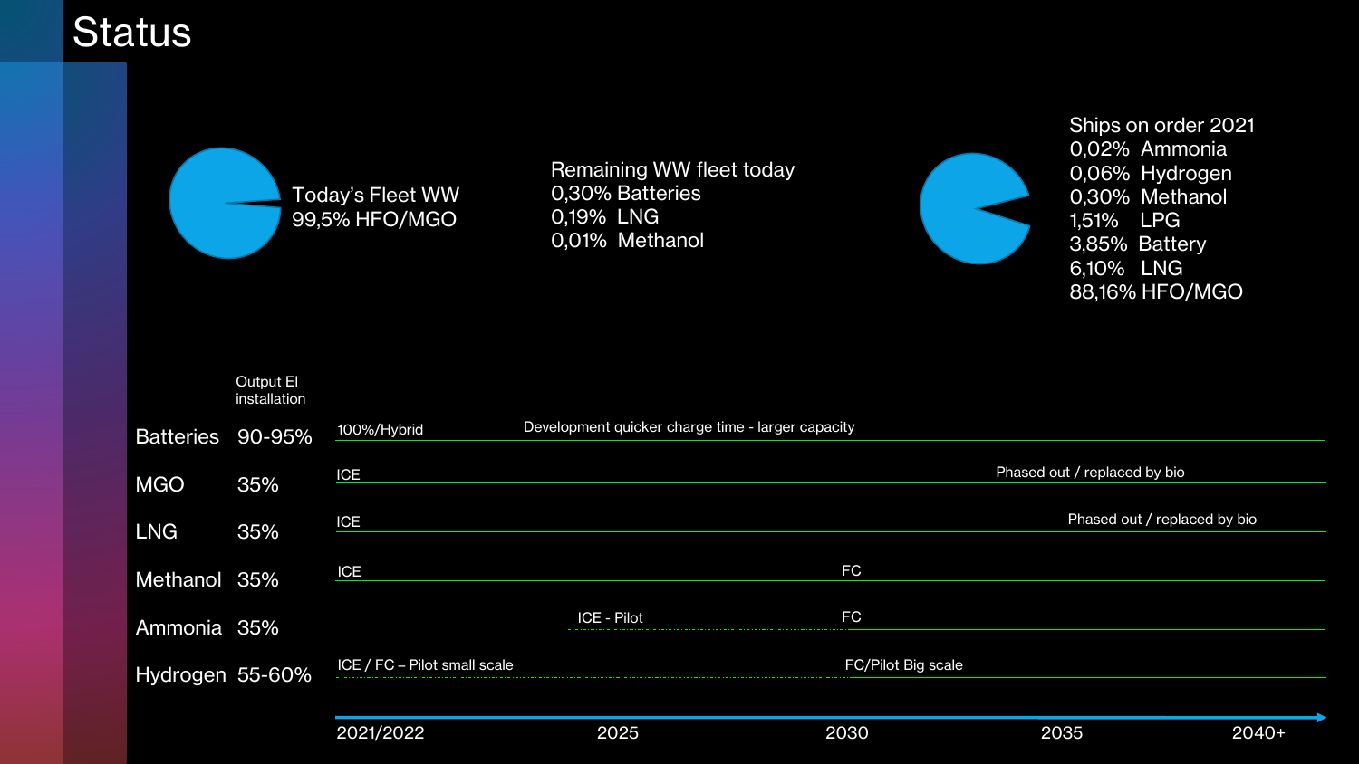# Status

Today's Fleet WW
99,5% HFO/MGO

Remaining WW fleet today
0,30% Batteries
0,19% LNG
0,01% Methanol

Ships on order 2021
0,02% Ammonia
0,06% Hydrogen
0,30% Methanol
1,51% LPG
3,85% Battery
6,10% LNG
88,16% HFO/MGO

| | Output El installation | 2021/2022 | 2025 | 2030 | 2035 | 2040+ |
|---|---|---|---|---|---|---|
| Batteries | 90-95% | 100%/Hybrid | Development quicker charge time - larger capacity | | | |
| MGO | 35% | ICE | | | Phased out / replaced by bio | |
| LNG | 35% | ICE | | | | Phased out / replaced by bio |
| Methanol | 35% | ICE | | FC | | |
| Ammonia | 35% | | ICE - Pilot | FC | | |
| Hydrogen | 55-60% | ICE / FC – Pilot small scale | | FC/Pilot Big scale | | |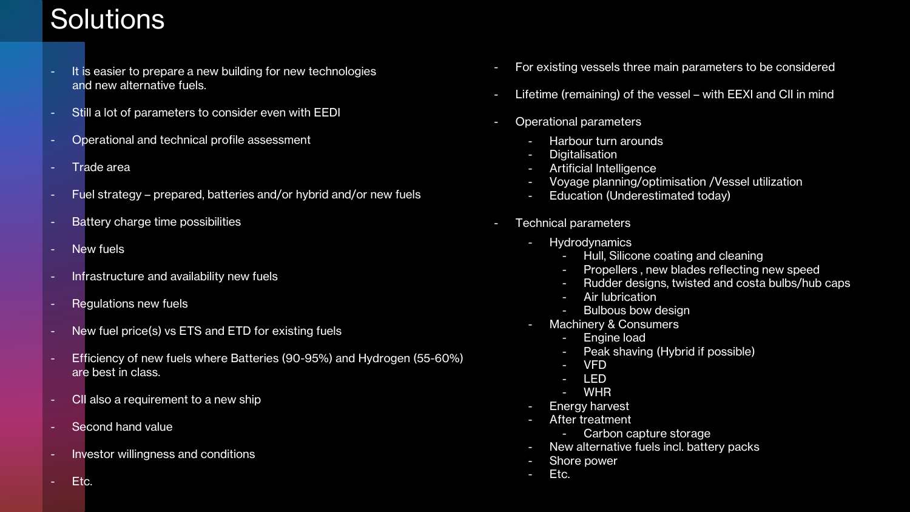# Solutions

- It is easier to prepare a new building for new technologies and new alternative fuels.
- Still a lot of parameters to consider even with EEDI
- Operational and technical profile assessment
- Trade area
- Fuel strategy – prepared, batteries and/or hybrid and/or new fuels
- Battery charge time possibilities
- New fuels
- Infrastructure and availability new fuels
- Regulations new fuels
- New fuel price(s) vs ETS and ETD for existing fuels
- Efficiency of new fuels where Batteries (90-95%) and Hydrogen (55-60%) are best in class.
- CII also a requirement to a new ship
- Second hand value
- Investor willingness and conditions
- Etc.

- For existing vessels three main parameters to be considered
- Lifetime (remaining) of the vessel – with EEXI and CII in mind
- Operational parameters
  - Harbour turn arounds
  - Digitalisation
  - Artificial Intelligence
  - Voyage planning/optimisation /Vessel utilization
  - Education (Underestimated today)
- Technical parameters
  - Hydrodynamics
    - Hull, Silicone coating and cleaning
    - Propellers , new blades reflecting new speed
    - Rudder designs, twisted and costa bulbs/hub caps
    - Air lubrication
    - Bulbous bow design
  - Machinery & Consumers
    - Engine load
    - Peak shaving (Hybrid if possible)
    - VFD
    - LED
    - WHR
  - Energy harvest
  - After treatment
    - Carbon capture storage
  - New alternative fuels incl. battery packs
  - Shore power
  - Etc.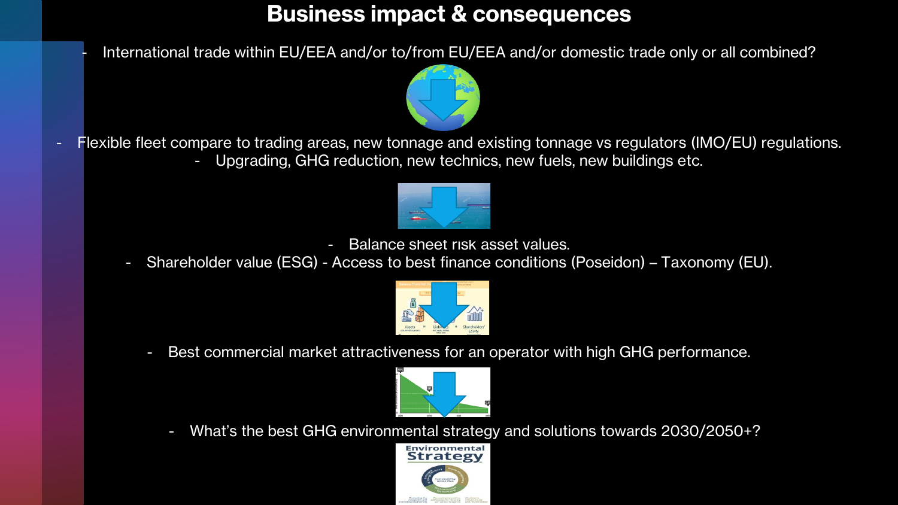# Business impact & consequences

- International trade within EU/EEA and/or to/from EU/EEA and/or domestic trade only or all combined?

- Flexible fleet compare to trading areas, new tonnage and existing tonnage vs regulators (IMO/EU) regulations.
  - Upgrading, GHG reduction, new technics, new fuels, new buildings etc.

- Balance sheet risk asset values.
- Shareholder value (ESG) - Access to best finance conditions (Poseidon) – Taxonomy (EU).

- Best commercial market attractiveness for an operator with high GHG performance.

- What's the best GHG environmental strategy and solutions towards 2030/2050+?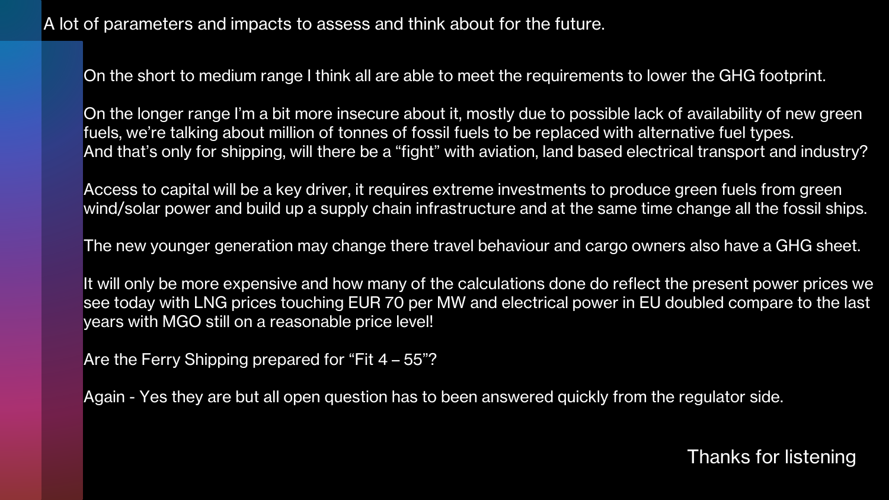A lot of parameters and impacts to assess and think about for the future.

On the short to medium range I think all are able to meet the requirements to lower the GHG footprint.

On the longer range I'm a bit more insecure about it, mostly due to possible lack of availability of new green fuels, we're talking about million of tonnes of fossil fuels to be replaced with alternative fuel types.
And that's only for shipping, will there be a "fight" with aviation, land based electrical transport and industry?

Access to capital will be a key driver, it requires extreme investments to produce green fuels from green wind/solar power and build up a supply chain infrastructure and at the same time change all the fossil ships.

The new younger generation may change there travel behaviour and cargo owners also have a GHG sheet.

It will only be more expensive and how many of the calculations done do reflect the present power prices we see today with LNG prices touching EUR 70 per MW and electrical power in EU doubled compare to the last years with MGO still on a reasonable price level!

Are the Ferry Shipping prepared for "Fit 4 – 55"?

Again - Yes they are but all open question has to been answered quickly from the regulator side.

Thanks for listening